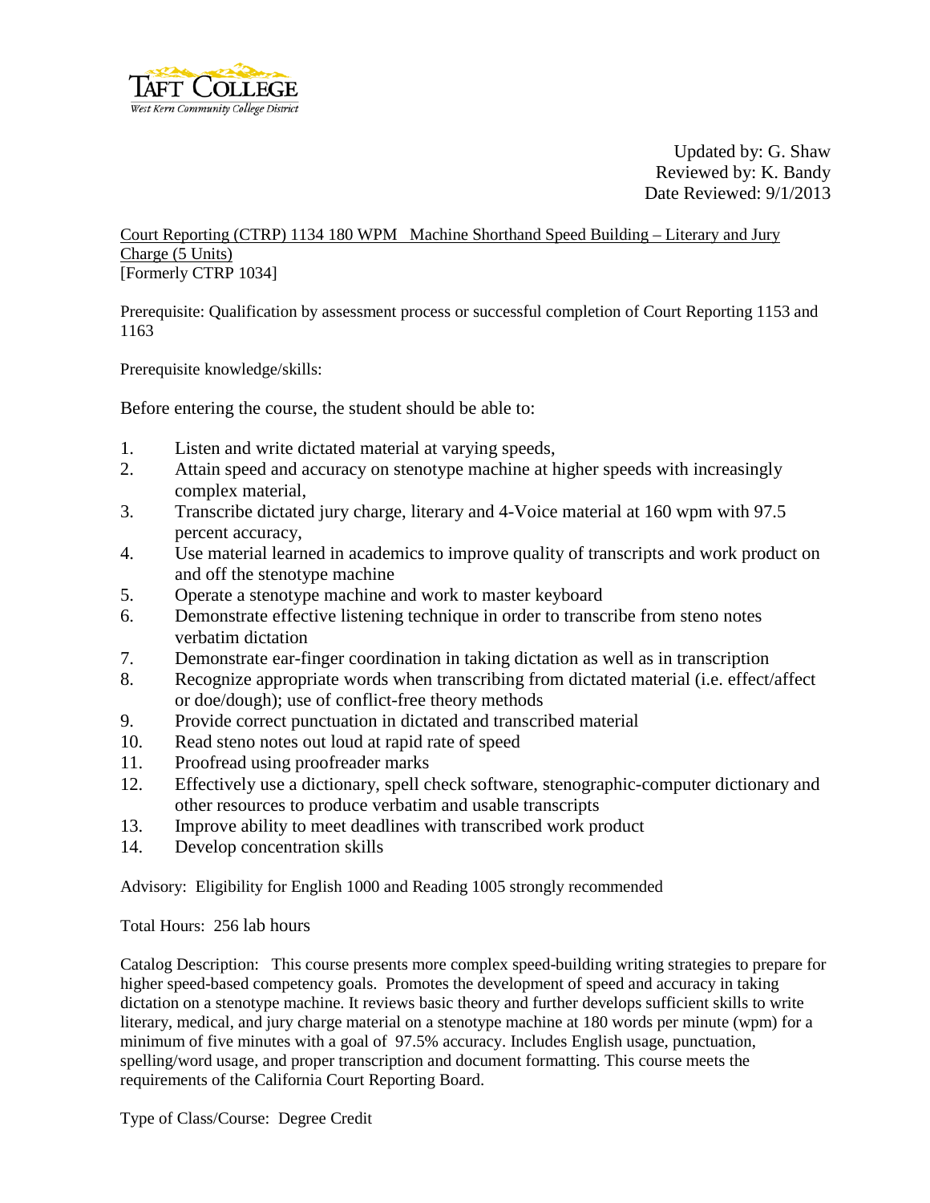Updated by: G. Shaw
Reviewed by: K. Bandy
Date Reviewed: 9/1/2013

Court Reporting (CTRP) 1134 180 WPM Machine Shorthand Speed Building – Literary and Jury Charge (5 Units)
[Formerly CTRP 1034]

Prerequisite: Qualification by assessment process or successful completion of Court Reporting 1153 and 1163

Prerequisite knowledge/skills:

Before entering the course, the student should be able to:

1. Listen and write dictated material at varying speeds,
2. Attain speed and accuracy on stenotype machine at higher speeds with increasingly complex material,
3. Transcribe dictated jury charge, literary and 4-Voice material at 160 wpm with 97.5 percent accuracy,
4. Use material learned in academics to improve quality of transcripts and work product on and off the stenotype machine
5. Operate a stenotype machine and work to master keyboard
6. Demonstrate effective listening technique in order to transcribe from steno notes verbatim dictation
7. Demonstrate ear-finger coordination in taking dictation as well as in transcription
8. Recognize appropriate words when transcribing from dictated material (i.e. effect/affect or doe/dough); use of conflict-free theory methods
9. Provide correct punctuation in dictated and transcribed material
10. Read steno notes out loud at rapid rate of speed
11. Proofread using proofreader marks
12. Effectively use a dictionary, spell check software, stenographic-computer dictionary and other resources to produce verbatim and usable transcripts
13. Improve ability to meet deadlines with transcribed work product
14. Develop concentration skills

Advisory: Eligibility for English 1000 and Reading 1005 strongly recommended

Total Hours: 256 lab hours

Catalog Description: This course presents more complex speed-building writing strategies to prepare for higher speed-based competency goals. Promotes the development of speed and accuracy in taking dictation on a stenotype machine. It reviews basic theory and further develops sufficient skills to write literary, medical, and jury charge material on a stenotype machine at 180 words per minute (wpm) for a minimum of five minutes with a goal of 97.5% accuracy. Includes English usage, punctuation, spelling/word usage, and proper transcription and document formatting. This course meets the requirements of the California Court Reporting Board.

Type of Class/Course: Degree Credit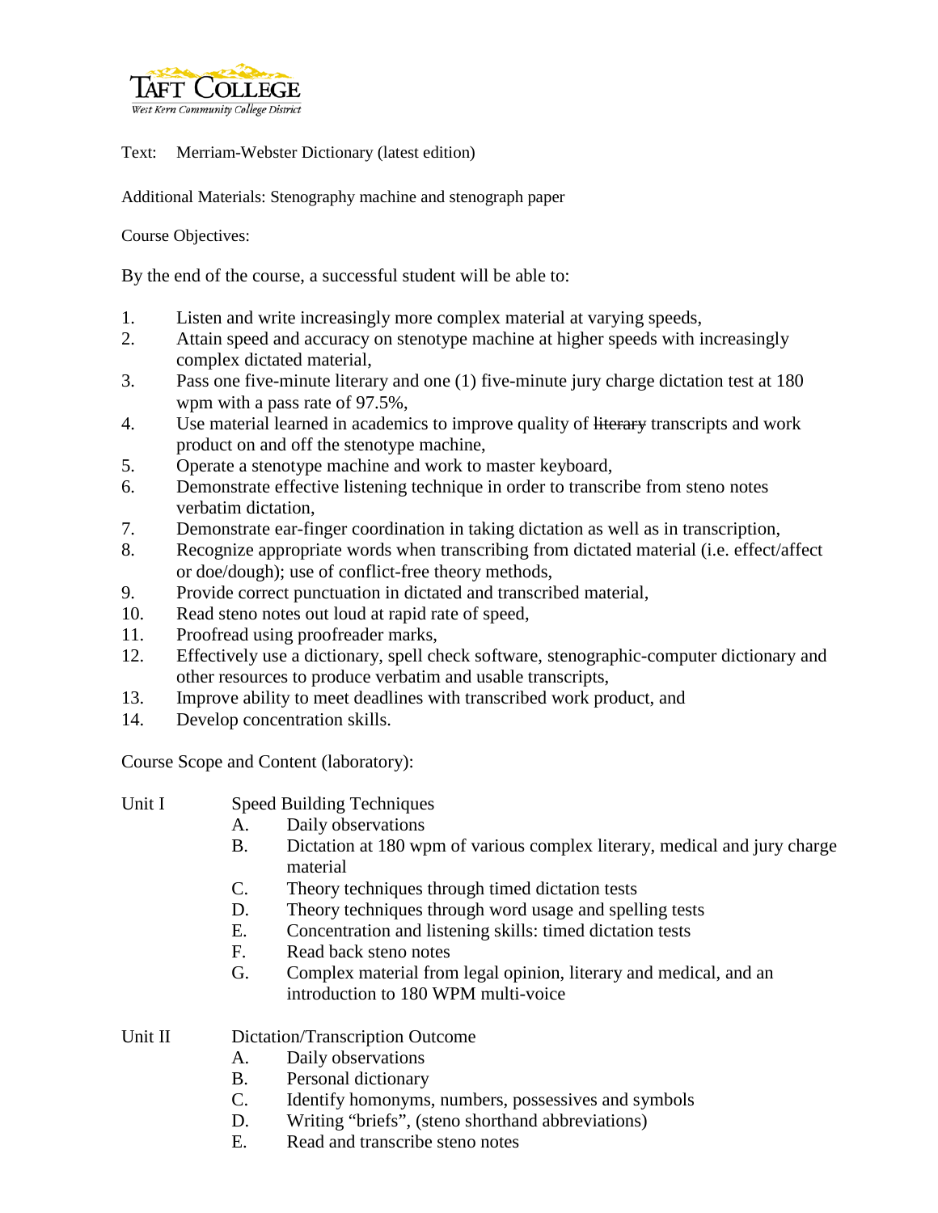Text: Merriam-Webster Dictionary (latest edition)

Additional Materials: Stenography machine and stenograph paper

Course Objectives:

By the end of the course, a successful student will be able to:

1. Listen and write increasingly more complex material at varying speeds,
2. Attain speed and accuracy on stenotype machine at higher speeds with increasingly complex dictated material,
3. Pass one five-minute literary and one (1) five-minute jury charge dictation test at 180 wpm with a pass rate of 97.5%,
4. Use material learned in academics to improve quality of ~~literary~~ transcripts and work product on and off the stenotype machine,
5. Operate a stenotype machine and work to master keyboard,
6. Demonstrate effective listening technique in order to transcribe from steno notes verbatim dictation,
7. Demonstrate ear-finger coordination in taking dictation as well as in transcription,
8. Recognize appropriate words when transcribing from dictated material (i.e. effect/affect or doe/dough); use of conflict-free theory methods,
9. Provide correct punctuation in dictated and transcribed material,
10. Read steno notes out loud at rapid rate of speed,
11. Proofread using proofreader marks,
12. Effectively use a dictionary, spell check software, stenographic-computer dictionary and other resources to produce verbatim and usable transcripts,
13. Improve ability to meet deadlines with transcribed work product, and
14. Develop concentration skills.

Course Scope and Content (laboratory):

Unit I Speed Building Techniques

- A. Daily observations
- B. Dictation at 180 wpm of various complex literary, medical and jury charge material
- C. Theory techniques through timed dictation tests
- D. Theory techniques through word usage and spelling tests
- E. Concentration and listening skills: timed dictation tests
- F. Read back steno notes
- G. Complex material from legal opinion, literary and medical, and an introduction to 180 WPM multi-voice

Unit II Dictation/Transcription Outcome

- A. Daily observations
- B. Personal dictionary
- C. Identify homonyms, numbers, possessives and symbols
- D. Writing "briefs", (steno shorthand abbreviations)
- E. Read and transcribe steno notes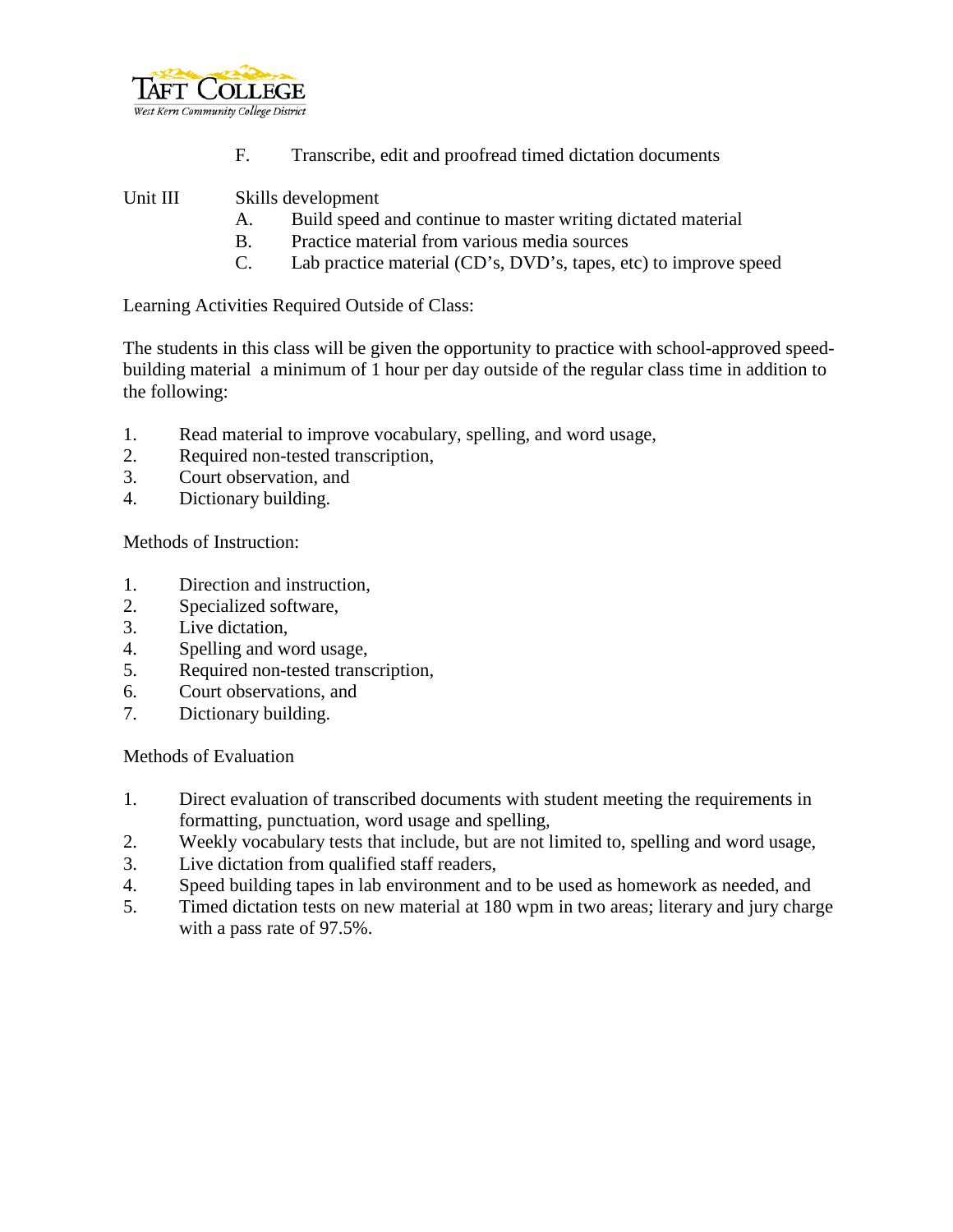F. Transcribe, edit and proofread timed dictation documents

Unit III Skills development

A. Build speed and continue to master writing dictated material
B. Practice material from various media sources
C. Lab practice material (CD's, DVD's, tapes, etc) to improve speed

Learning Activities Required Outside of Class:

The students in this class will be given the opportunity to practice with school-approved speed-building material a minimum of 1 hour per day outside of the regular class time in addition to the following:

1. Read material to improve vocabulary, spelling, and word usage,
2. Required non-tested transcription,
3. Court observation, and
4. Dictionary building.

Methods of Instruction:

1. Direction and instruction,
2. Specialized software,
3. Live dictation,
4. Spelling and word usage,
5. Required non-tested transcription,
6. Court observations, and
7. Dictionary building.

Methods of Evaluation

1. Direct evaluation of transcribed documents with student meeting the requirements in formatting, punctuation, word usage and spelling,
2. Weekly vocabulary tests that include, but are not limited to, spelling and word usage,
3. Live dictation from qualified staff readers,
4. Speed building tapes in lab environment and to be used as homework as needed, and
5. Timed dictation tests on new material at 180 wpm in two areas; literary and jury charge with a pass rate of 97.5%.